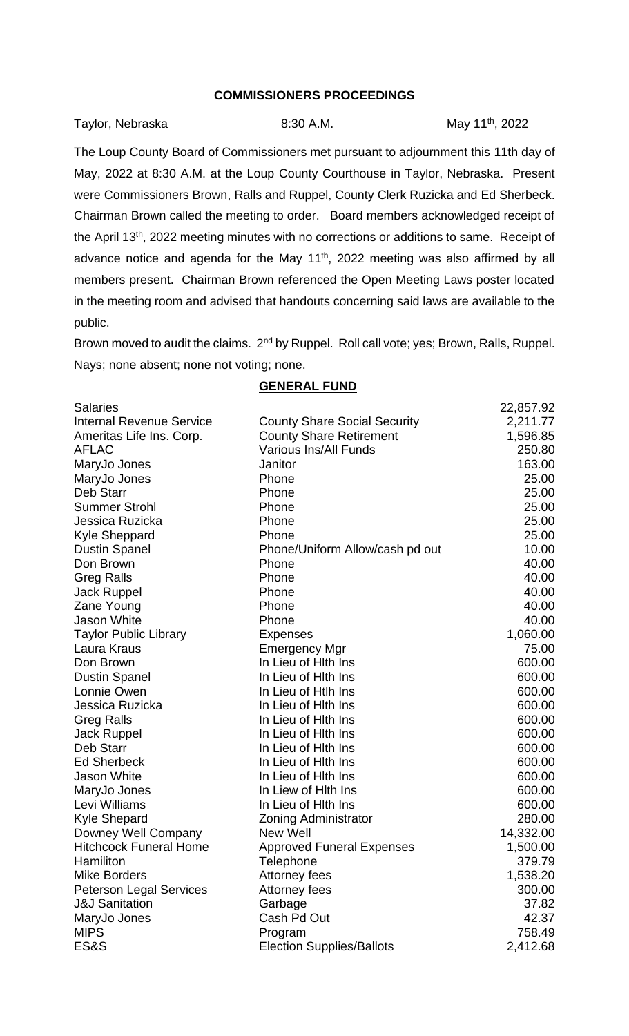**COMMISSIONERS PROCEEDINGS**

Taylor, Nebraska 8:30 A.M. May 11th, 2022

The Loup County Board of Commissioners met pursuant to adjournment this 11th day of May, 2022 at 8:30 A.M. at the Loup County Courthouse in Taylor, Nebraska. Present were Commissioners Brown, Ralls and Ruppel, County Clerk Ruzicka and Ed Sherbeck. Chairman Brown called the meeting to order. Board members acknowledged receipt of the April 13th, 2022 meeting minutes with no corrections or additions to same. Receipt of advance notice and agenda for the May 11th, 2022 meeting was also affirmed by all members present. Chairman Brown referenced the Open Meeting Laws poster located in the meeting room and advised that handouts concerning said laws are available to the public.

Brown moved to audit the claims. 2nd by Ruppel. Roll call vote; yes; Brown, Ralls, Ruppel. Nays; none absent; none not voting; none.

**GENERAL FUND**

| | | |
|---|---|---|
| Salaries | | 22,857.92 |
| Internal Revenue Service | County Share Social Security | 2,211.77 |
| Ameritas Life Ins. Corp. | County Share Retirement | 1,596.85 |
| AFLAC | Various Ins/All Funds | 250.80 |
| MaryJo Jones | Janitor | 163.00 |
| MaryJo Jones | Phone | 25.00 |
| Deb Starr | Phone | 25.00 |
| Summer Strohl | Phone | 25.00 |
| Jessica Ruzicka | Phone | 25.00 |
| Kyle Sheppard | Phone | 25.00 |
| Dustin Spanel | Phone/Uniform Allow/cash pd out | 10.00 |
| Don Brown | Phone | 40.00 |
| Greg Ralls | Phone | 40.00 |
| Jack Ruppel | Phone | 40.00 |
| Zane Young | Phone | 40.00 |
| Jason White | Phone | 40.00 |
| Taylor Public Library | Expenses | 1,060.00 |
| Laura Kraus | Emergency Mgr | 75.00 |
| Don Brown | In Lieu of Hlth Ins | 600.00 |
| Dustin Spanel | In Lieu of Hlth Ins | 600.00 |
| Lonnie Owen | In Lieu of Htlh Ins | 600.00 |
| Jessica Ruzicka | In Lieu of Hlth Ins | 600.00 |
| Greg Ralls | In Lieu of Hlth Ins | 600.00 |
| Jack Ruppel | In Lieu of Hlth Ins | 600.00 |
| Deb Starr | In Lieu of Hlth Ins | 600.00 |
| Ed Sherbeck | In Lieu of Hlth Ins | 600.00 |
| Jason White | In Lieu of Hlth Ins | 600.00 |
| MaryJo Jones | In Liew of Hlth Ins | 600.00 |
| Levi Williams | In Lieu of Hlth Ins | 600.00 |
| Kyle Shepard | Zoning Administrator | 280.00 |
| Downey Well Company | New Well | 14,332.00 |
| Hitchcock Funeral Home | Approved Funeral Expenses | 1,500.00 |
| Hamiliton | Telephone | 379.79 |
| Mike Borders | Attorney fees | 1,538.20 |
| Peterson Legal Services | Attorney fees | 300.00 |
| J&J Sanitation | Garbage | 37.82 |
| MaryJo Jones | Cash Pd Out | 42.37 |
| MIPS | Program | 758.49 |
| ES&S | Election Supplies/Ballots | 2,412.68 |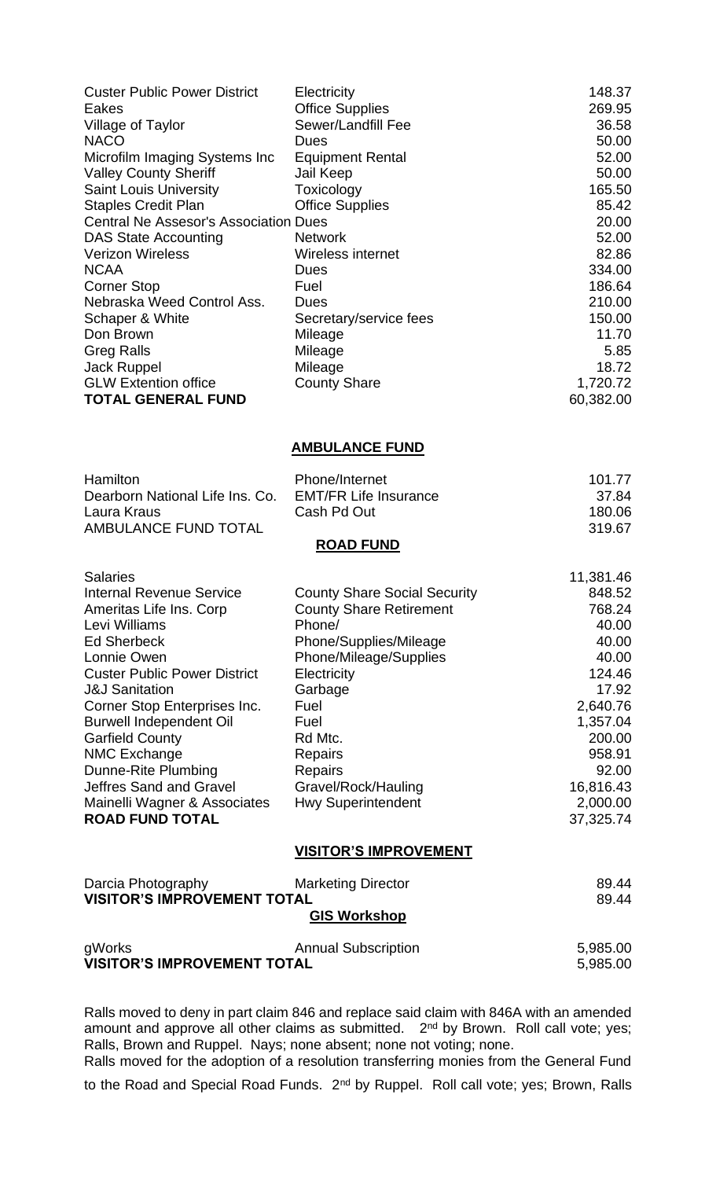| | | |
|---|---|---|
| Custer Public Power District | Electricity | 148.37 |
| Eakes | Office Supplies | 269.95 |
| Village of Taylor | Sewer/Landfill Fee | 36.58 |
| NACO | Dues | 50.00 |
| Microfilm Imaging Systems Inc | Equipment Rental | 52.00 |
| Valley County Sheriff | Jail Keep | 50.00 |
| Saint Louis University | Toxicology | 165.50 |
| Staples Credit Plan | Office Supplies | 85.42 |
| Central Ne Assesor's Association | Dues | 20.00 |
| DAS State Accounting | Network | 52.00 |
| Verizon Wireless | Wireless internet | 82.86 |
| NCAA | Dues | 334.00 |
| Corner Stop | Fuel | 186.64 |
| Nebraska Weed Control Ass. | Dues | 210.00 |
| Schaper & White | Secretary/service fees | 150.00 |
| Don Brown | Mileage | 11.70 |
| Greg Ralls | Mileage | 5.85 |
| Jack Ruppel | Mileage | 18.72 |
| GLW Extention office | County Share | 1,720.72 |
| **TOTAL GENERAL FUND** | | 60,382.00 |

**AMBULANCE FUND**

| | | |
|---|---|---|
| Hamilton | Phone/Internet | 101.77 |
| Dearborn National Life Ins. Co. | EMT/FR Life Insurance | 37.84 |
| Laura Kraus | Cash Pd Out | 180.06 |
| AMBULANCE FUND TOTAL | | 319.67 |

**ROAD FUND**

| | | |
|---|---|---|
| Salaries | | 11,381.46 |
| Internal Revenue Service | County Share Social Security | 848.52 |
| Ameritas Life Ins. Corp | County Share Retirement | 768.24 |
| Levi Williams | Phone/ | 40.00 |
| Ed Sherbeck | Phone/Supplies/Mileage | 40.00 |
| Lonnie Owen | Phone/Mileage/Supplies | 40.00 |
| Custer Public Power District | Electricity | 124.46 |
| J&J Sanitation | Garbage | 17.92 |
| Corner Stop Enterprises Inc. | Fuel | 2,640.76 |
| Burwell Independent Oil | Fuel | 1,357.04 |
| Garfield County | Rd Mtc. | 200.00 |
| NMC Exchange | Repairs | 958.91 |
| Dunne-Rite Plumbing | Repairs | 92.00 |
| Jeffres Sand and Gravel | Gravel/Rock/Hauling | 16,816.43 |
| Mainelli Wagner & Associates | Hwy Superintendent | 2,000.00 |
| **ROAD FUND TOTAL** | | 37,325.74 |

**VISITOR'S IMPROVEMENT**

| | | |
|---|---|---|
| Darcia Photography | Marketing Director | 89.44 |
| **VISITOR'S IMPROVEMENT TOTAL** | | 89.44 |

**GIS Workshop**

| | | |
|---|---|---|
| gWorks | Annual Subscription | 5,985.00 |
| **VISITOR'S IMPROVEMENT TOTAL** | | 5,985.00 |

Ralls moved to deny in part claim 846 and replace said claim with 846A with an amended amount and approve all other claims as submitted. 2nd by Brown. Roll call vote; yes; Ralls, Brown and Ruppel. Nays; none absent; none not voting; none.

Ralls moved for the adoption of a resolution transferring monies from the General Fund to the Road and Special Road Funds. 2nd by Ruppel. Roll call vote; yes; Brown, Ralls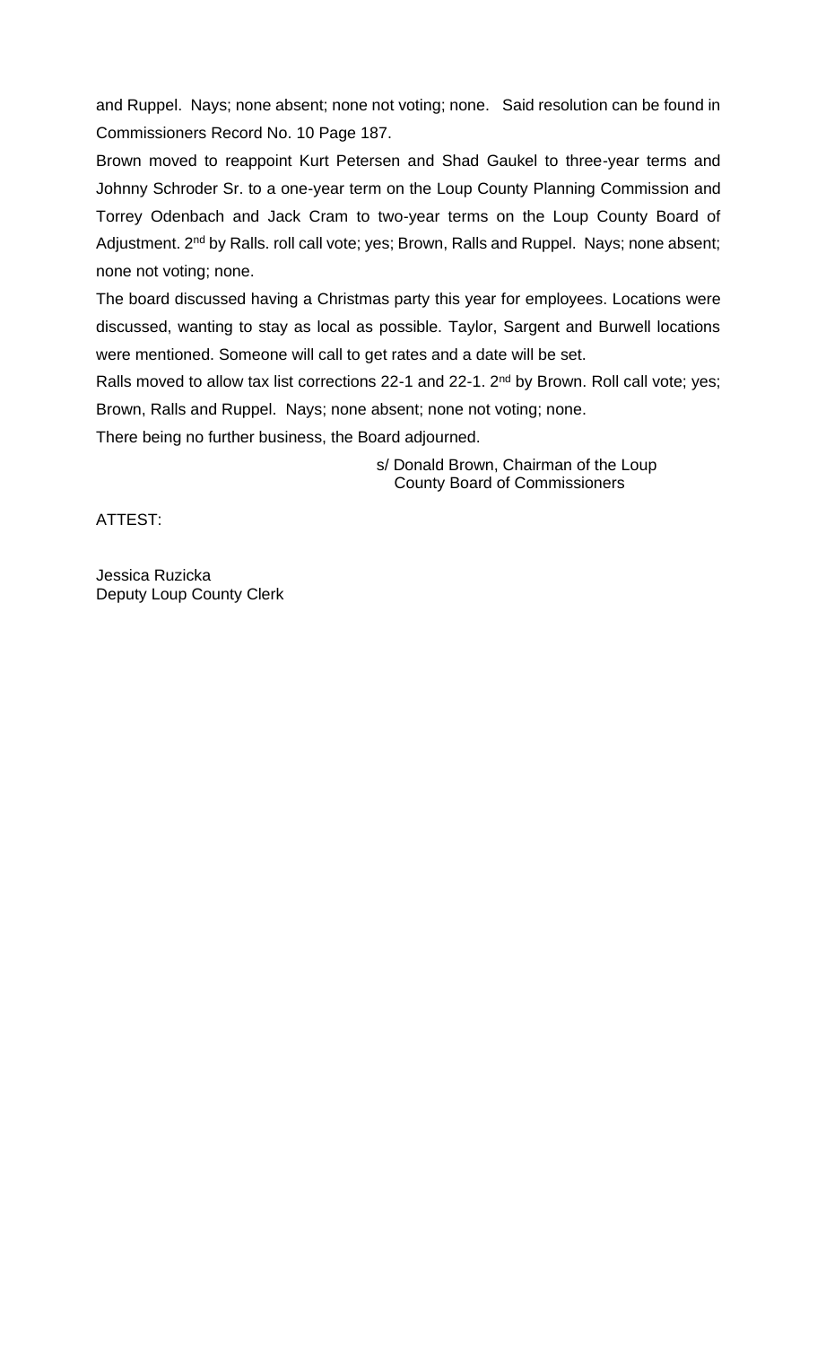and Ruppel. Nays; none absent; none not voting; none. Said resolution can be found in Commissioners Record No. 10 Page 187.

Brown moved to reappoint Kurt Petersen and Shad Gaukel to three-year terms and Johnny Schroder Sr. to a one-year term on the Loup County Planning Commission and Torrey Odenbach and Jack Cram to two-year terms on the Loup County Board of Adjustment. 2nd by Ralls. roll call vote; yes; Brown, Ralls and Ruppel. Nays; none absent; none not voting; none.

The board discussed having a Christmas party this year for employees. Locations were discussed, wanting to stay as local as possible. Taylor, Sargent and Burwell locations were mentioned. Someone will call to get rates and a date will be set.

Ralls moved to allow tax list corrections 22-1 and 22-1. 2nd by Brown. Roll call vote; yes; Brown, Ralls and Ruppel. Nays; none absent; none not voting; none.

There being no further business, the Board adjourned.

s/ Donald Brown, Chairman of the Loup County Board of Commissioners

ATTEST:

Jessica Ruzicka
Deputy Loup County Clerk